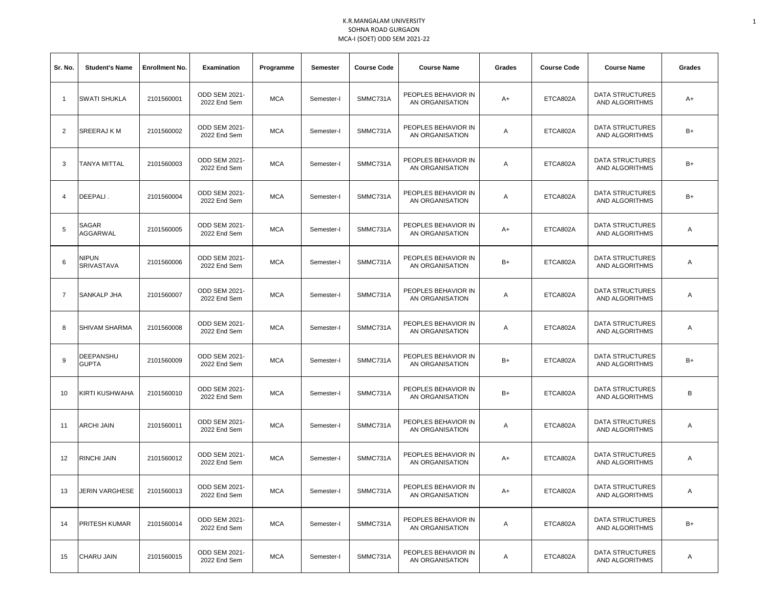K.R.MANGALAM UNIVERSITY
SOHNA ROAD GURGAON
MCA-I (SOET) ODD SEM 2021-22

| Sr. No. | Student's Name | Enrollment No. | Examination | Programme | Semester | Course Code | Course Name | Grades | Course Code | Course Name | Grades |
|---|---|---|---|---|---|---|---|---|---|---|---|
| 1 | SWATI SHUKLA | 2101560001 | ODD SEM 2021-2022 End Sem | MCA | Semester-I | SMMC731A | PEOPLES BEHAVIOR IN AN ORGANISATION | A+ | ETCA802A | DATA STRUCTURES AND ALGORITHMS | A+ |
| 2 | SREERAJ K M | 2101560002 | ODD SEM 2021-2022 End Sem | MCA | Semester-I | SMMC731A | PEOPLES BEHAVIOR IN AN ORGANISATION | A | ETCA802A | DATA STRUCTURES AND ALGORITHMS | B+ |
| 3 | TANYA MITTAL | 2101560003 | ODD SEM 2021-2022 End Sem | MCA | Semester-I | SMMC731A | PEOPLES BEHAVIOR IN AN ORGANISATION | A | ETCA802A | DATA STRUCTURES AND ALGORITHMS | B+ |
| 4 | DEEPALI . | 2101560004 | ODD SEM 2021-2022 End Sem | MCA | Semester-I | SMMC731A | PEOPLES BEHAVIOR IN AN ORGANISATION | A | ETCA802A | DATA STRUCTURES AND ALGORITHMS | B+ |
| 5 | SAGAR AGGARWAL | 2101560005 | ODD SEM 2021-2022 End Sem | MCA | Semester-I | SMMC731A | PEOPLES BEHAVIOR IN AN ORGANISATION | A+ | ETCA802A | DATA STRUCTURES AND ALGORITHMS | A |
| 6 | NIPUN SRIVASTAVA | 2101560006 | ODD SEM 2021-2022 End Sem | MCA | Semester-I | SMMC731A | PEOPLES BEHAVIOR IN AN ORGANISATION | B+ | ETCA802A | DATA STRUCTURES AND ALGORITHMS | A |
| 7 | SANKALP JHA | 2101560007 | ODD SEM 2021-2022 End Sem | MCA | Semester-I | SMMC731A | PEOPLES BEHAVIOR IN AN ORGANISATION | A | ETCA802A | DATA STRUCTURES AND ALGORITHMS | A |
| 8 | SHIVAM SHARMA | 2101560008 | ODD SEM 2021-2022 End Sem | MCA | Semester-I | SMMC731A | PEOPLES BEHAVIOR IN AN ORGANISATION | A | ETCA802A | DATA STRUCTURES AND ALGORITHMS | A |
| 9 | DEEPANSHU GUPTA | 2101560009 | ODD SEM 2021-2022 End Sem | MCA | Semester-I | SMMC731A | PEOPLES BEHAVIOR IN AN ORGANISATION | B+ | ETCA802A | DATA STRUCTURES AND ALGORITHMS | B+ |
| 10 | KIRTI KUSHWAHA | 2101560010 | ODD SEM 2021-2022 End Sem | MCA | Semester-I | SMMC731A | PEOPLES BEHAVIOR IN AN ORGANISATION | B+ | ETCA802A | DATA STRUCTURES AND ALGORITHMS | B |
| 11 | ARCHI JAIN | 2101560011 | ODD SEM 2021-2022 End Sem | MCA | Semester-I | SMMC731A | PEOPLES BEHAVIOR IN AN ORGANISATION | A | ETCA802A | DATA STRUCTURES AND ALGORITHMS | A |
| 12 | RINCHI JAIN | 2101560012 | ODD SEM 2021-2022 End Sem | MCA | Semester-I | SMMC731A | PEOPLES BEHAVIOR IN AN ORGANISATION | A+ | ETCA802A | DATA STRUCTURES AND ALGORITHMS | A |
| 13 | JERIN VARGHESE | 2101560013 | ODD SEM 2021-2022 End Sem | MCA | Semester-I | SMMC731A | PEOPLES BEHAVIOR IN AN ORGANISATION | A+ | ETCA802A | DATA STRUCTURES AND ALGORITHMS | A |
| 14 | PRITESH KUMAR | 2101560014 | ODD SEM 2021-2022 End Sem | MCA | Semester-I | SMMC731A | PEOPLES BEHAVIOR IN AN ORGANISATION | A | ETCA802A | DATA STRUCTURES AND ALGORITHMS | B+ |
| 15 | CHARU JAIN | 2101560015 | ODD SEM 2021-2022 End Sem | MCA | Semester-I | SMMC731A | PEOPLES BEHAVIOR IN AN ORGANISATION | A | ETCA802A | DATA STRUCTURES AND ALGORITHMS | A |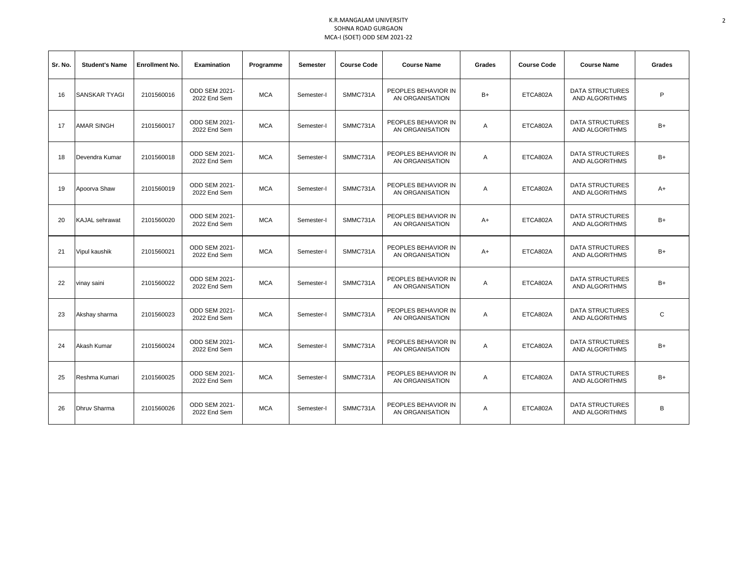K.R.MANGALAM UNIVERSITY
SOHNA ROAD GURGAON
MCA-I (SOET) ODD SEM 2021-22

| Sr. No. | Student's Name | Enrollment No. | Examination | Programme | Semester | Course Code | Course Name | Grades | Course Code | Course Name | Grades |
|---|---|---|---|---|---|---|---|---|---|---|---|
| 16 | SANSKAR TYAGI | 2101560016 | ODD SEM 2021-2022 End Sem | MCA | Semester-I | SMMC731A | PEOPLES BEHAVIOR IN AN ORGANISATION | B+ | ETCA802A | DATA STRUCTURES AND ALGORITHMS | P |
| 17 | AMAR SINGH | 2101560017 | ODD SEM 2021-2022 End Sem | MCA | Semester-I | SMMC731A | PEOPLES BEHAVIOR IN AN ORGANISATION | A | ETCA802A | DATA STRUCTURES AND ALGORITHMS | B+ |
| 18 | Devendra Kumar | 2101560018 | ODD SEM 2021-2022 End Sem | MCA | Semester-I | SMMC731A | PEOPLES BEHAVIOR IN AN ORGANISATION | A | ETCA802A | DATA STRUCTURES AND ALGORITHMS | B+ |
| 19 | Apoorva Shaw | 2101560019 | ODD SEM 2021-2022 End Sem | MCA | Semester-I | SMMC731A | PEOPLES BEHAVIOR IN AN ORGANISATION | A | ETCA802A | DATA STRUCTURES AND ALGORITHMS | A+ |
| 20 | KAJAL sehrawat | 2101560020 | ODD SEM 2021-2022 End Sem | MCA | Semester-I | SMMC731A | PEOPLES BEHAVIOR IN AN ORGANISATION | A+ | ETCA802A | DATA STRUCTURES AND ALGORITHMS | B+ |
| 21 | Vipul kaushik | 2101560021 | ODD SEM 2021-2022 End Sem | MCA | Semester-I | SMMC731A | PEOPLES BEHAVIOR IN AN ORGANISATION | A+ | ETCA802A | DATA STRUCTURES AND ALGORITHMS | B+ |
| 22 | vinay saini | 2101560022 | ODD SEM 2021-2022 End Sem | MCA | Semester-I | SMMC731A | PEOPLES BEHAVIOR IN AN ORGANISATION | A | ETCA802A | DATA STRUCTURES AND ALGORITHMS | B+ |
| 23 | Akshay sharma | 2101560023 | ODD SEM 2021-2022 End Sem | MCA | Semester-I | SMMC731A | PEOPLES BEHAVIOR IN AN ORGANISATION | A | ETCA802A | DATA STRUCTURES AND ALGORITHMS | C |
| 24 | Akash Kumar | 2101560024 | ODD SEM 2021-2022 End Sem | MCA | Semester-I | SMMC731A | PEOPLES BEHAVIOR IN AN ORGANISATION | A | ETCA802A | DATA STRUCTURES AND ALGORITHMS | B+ |
| 25 | Reshma Kumari | 2101560025 | ODD SEM 2021-2022 End Sem | MCA | Semester-I | SMMC731A | PEOPLES BEHAVIOR IN AN ORGANISATION | A | ETCA802A | DATA STRUCTURES AND ALGORITHMS | B+ |
| 26 | Dhruv Sharma | 2101560026 | ODD SEM 2021-2022 End Sem | MCA | Semester-I | SMMC731A | PEOPLES BEHAVIOR IN AN ORGANISATION | A | ETCA802A | DATA STRUCTURES AND ALGORITHMS | B |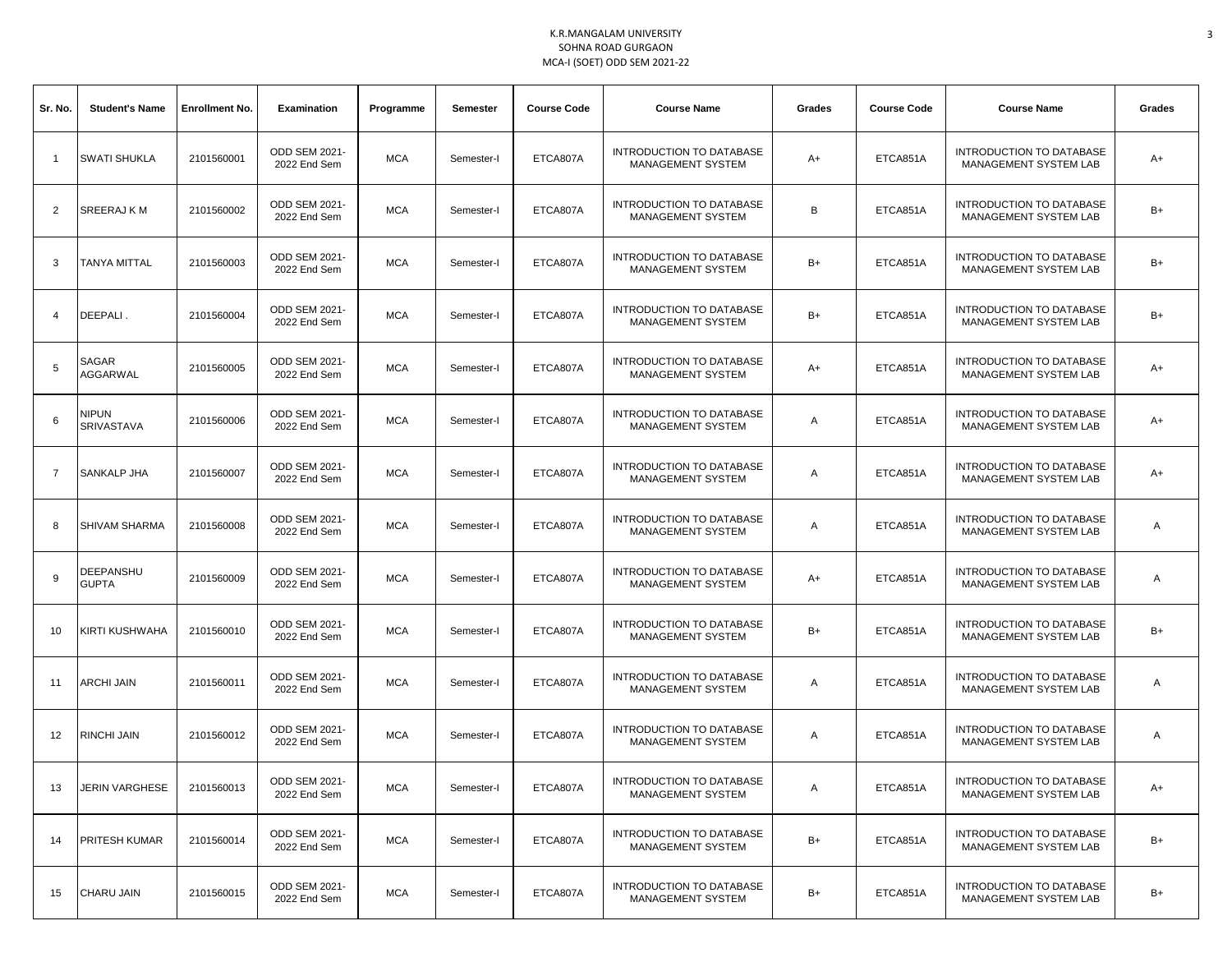K.R.MANGALAM UNIVERSITY
SOHNA ROAD GURGAON
MCA-I (SOET) ODD SEM 2021-22

| Sr. No. | Student's Name | Enrollment No. | Examination | Programme | Semester | Course Code | Course Name | Grades | Course Code | Course Name | Grades |
|---|---|---|---|---|---|---|---|---|---|---|---|
| 1 | SWATI SHUKLA | 2101560001 | ODD SEM 2021-2022 End Sem | MCA | Semester-I | ETCA807A | INTRODUCTION TO DATABASE MANAGEMENT SYSTEM | A+ | ETCA851A | INTRODUCTION TO DATABASE MANAGEMENT SYSTEM LAB | A+ |
| 2 | SREERAJ K M | 2101560002 | ODD SEM 2021-2022 End Sem | MCA | Semester-I | ETCA807A | INTRODUCTION TO DATABASE MANAGEMENT SYSTEM | B | ETCA851A | INTRODUCTION TO DATABASE MANAGEMENT SYSTEM LAB | B+ |
| 3 | TANYA MITTAL | 2101560003 | ODD SEM 2021-2022 End Sem | MCA | Semester-I | ETCA807A | INTRODUCTION TO DATABASE MANAGEMENT SYSTEM | B+ | ETCA851A | INTRODUCTION TO DATABASE MANAGEMENT SYSTEM LAB | B+ |
| 4 | DEEPALI . | 2101560004 | ODD SEM 2021-2022 End Sem | MCA | Semester-I | ETCA807A | INTRODUCTION TO DATABASE MANAGEMENT SYSTEM | B+ | ETCA851A | INTRODUCTION TO DATABASE MANAGEMENT SYSTEM LAB | B+ |
| 5 | SAGAR AGGARWAL | 2101560005 | ODD SEM 2021-2022 End Sem | MCA | Semester-I | ETCA807A | INTRODUCTION TO DATABASE MANAGEMENT SYSTEM | A+ | ETCA851A | INTRODUCTION TO DATABASE MANAGEMENT SYSTEM LAB | A+ |
| 6 | NIPUN SRIVASTAVA | 2101560006 | ODD SEM 2021-2022 End Sem | MCA | Semester-I | ETCA807A | INTRODUCTION TO DATABASE MANAGEMENT SYSTEM | A | ETCA851A | INTRODUCTION TO DATABASE MANAGEMENT SYSTEM LAB | A+ |
| 7 | SANKALP JHA | 2101560007 | ODD SEM 2021-2022 End Sem | MCA | Semester-I | ETCA807A | INTRODUCTION TO DATABASE MANAGEMENT SYSTEM | A | ETCA851A | INTRODUCTION TO DATABASE MANAGEMENT SYSTEM LAB | A+ |
| 8 | SHIVAM SHARMA | 2101560008 | ODD SEM 2021-2022 End Sem | MCA | Semester-I | ETCA807A | INTRODUCTION TO DATABASE MANAGEMENT SYSTEM | A | ETCA851A | INTRODUCTION TO DATABASE MANAGEMENT SYSTEM LAB | A |
| 9 | DEEPANSHU GUPTA | 2101560009 | ODD SEM 2021-2022 End Sem | MCA | Semester-I | ETCA807A | INTRODUCTION TO DATABASE MANAGEMENT SYSTEM | A+ | ETCA851A | INTRODUCTION TO DATABASE MANAGEMENT SYSTEM LAB | A |
| 10 | KIRTI KUSHWAHA | 2101560010 | ODD SEM 2021-2022 End Sem | MCA | Semester-I | ETCA807A | INTRODUCTION TO DATABASE MANAGEMENT SYSTEM | B+ | ETCA851A | INTRODUCTION TO DATABASE MANAGEMENT SYSTEM LAB | B+ |
| 11 | ARCHI JAIN | 2101560011 | ODD SEM 2021-2022 End Sem | MCA | Semester-I | ETCA807A | INTRODUCTION TO DATABASE MANAGEMENT SYSTEM | A | ETCA851A | INTRODUCTION TO DATABASE MANAGEMENT SYSTEM LAB | A |
| 12 | RINCHI JAIN | 2101560012 | ODD SEM 2021-2022 End Sem | MCA | Semester-I | ETCA807A | INTRODUCTION TO DATABASE MANAGEMENT SYSTEM | A | ETCA851A | INTRODUCTION TO DATABASE MANAGEMENT SYSTEM LAB | A |
| 13 | JERIN VARGHESE | 2101560013 | ODD SEM 2021-2022 End Sem | MCA | Semester-I | ETCA807A | INTRODUCTION TO DATABASE MANAGEMENT SYSTEM | A | ETCA851A | INTRODUCTION TO DATABASE MANAGEMENT SYSTEM LAB | A+ |
| 14 | PRITESH KUMAR | 2101560014 | ODD SEM 2021-2022 End Sem | MCA | Semester-I | ETCA807A | INTRODUCTION TO DATABASE MANAGEMENT SYSTEM | B+ | ETCA851A | INTRODUCTION TO DATABASE MANAGEMENT SYSTEM LAB | B+ |
| 15 | CHARU JAIN | 2101560015 | ODD SEM 2021-2022 End Sem | MCA | Semester-I | ETCA807A | INTRODUCTION TO DATABASE MANAGEMENT SYSTEM | B+ | ETCA851A | INTRODUCTION TO DATABASE MANAGEMENT SYSTEM LAB | B+ |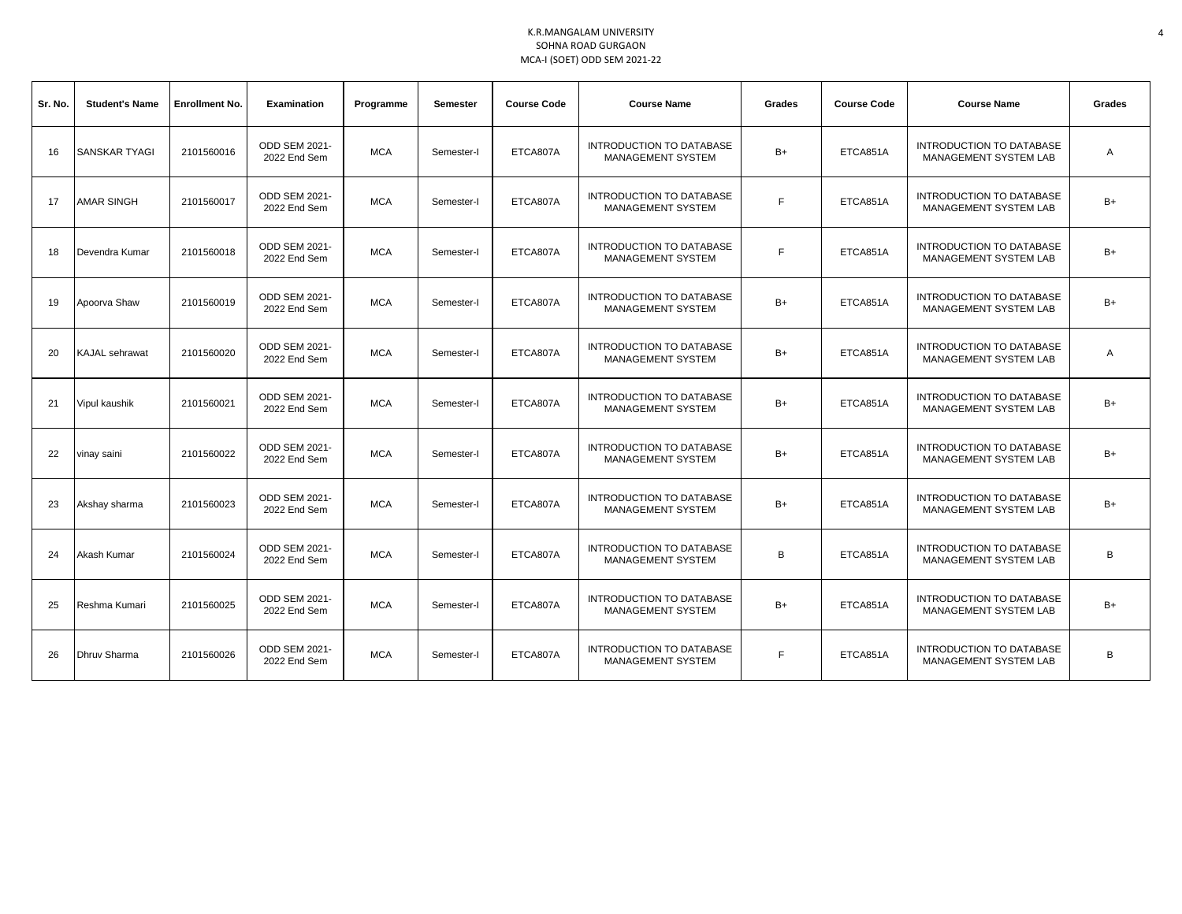K.R.MANGALAM UNIVERSITY
SOHNA ROAD GURGAON
MCA-I (SOET) ODD SEM 2021-22

| Sr. No. | Student's Name | Enrollment No. | Examination | Programme | Semester | Course Code | Course Name | Grades | Course Code | Course Name | Grades |
|---|---|---|---|---|---|---|---|---|---|---|---|
| 16 | SANSKAR TYAGI | 2101560016 | ODD SEM 2021-2022 End Sem | MCA | Semester-I | ETCA807A | INTRODUCTION TO DATABASE MANAGEMENT SYSTEM | B+ | ETCA851A | INTRODUCTION TO DATABASE MANAGEMENT SYSTEM LAB | A |
| 17 | AMAR SINGH | 2101560017 | ODD SEM 2021-2022 End Sem | MCA | Semester-I | ETCA807A | INTRODUCTION TO DATABASE MANAGEMENT SYSTEM | F | ETCA851A | INTRODUCTION TO DATABASE MANAGEMENT SYSTEM LAB | B+ |
| 18 | Devendra Kumar | 2101560018 | ODD SEM 2021-2022 End Sem | MCA | Semester-I | ETCA807A | INTRODUCTION TO DATABASE MANAGEMENT SYSTEM | F | ETCA851A | INTRODUCTION TO DATABASE MANAGEMENT SYSTEM LAB | B+ |
| 19 | Apoorva Shaw | 2101560019 | ODD SEM 2021-2022 End Sem | MCA | Semester-I | ETCA807A | INTRODUCTION TO DATABASE MANAGEMENT SYSTEM | B+ | ETCA851A | INTRODUCTION TO DATABASE MANAGEMENT SYSTEM LAB | B+ |
| 20 | KAJAL sehrawat | 2101560020 | ODD SEM 2021-2022 End Sem | MCA | Semester-I | ETCA807A | INTRODUCTION TO DATABASE MANAGEMENT SYSTEM | B+ | ETCA851A | INTRODUCTION TO DATABASE MANAGEMENT SYSTEM LAB | A |
| 21 | Vipul kaushik | 2101560021 | ODD SEM 2021-2022 End Sem | MCA | Semester-I | ETCA807A | INTRODUCTION TO DATABASE MANAGEMENT SYSTEM | B+ | ETCA851A | INTRODUCTION TO DATABASE MANAGEMENT SYSTEM LAB | B+ |
| 22 | vinay saini | 2101560022 | ODD SEM 2021-2022 End Sem | MCA | Semester-I | ETCA807A | INTRODUCTION TO DATABASE MANAGEMENT SYSTEM | B+ | ETCA851A | INTRODUCTION TO DATABASE MANAGEMENT SYSTEM LAB | B+ |
| 23 | Akshay sharma | 2101560023 | ODD SEM 2021-2022 End Sem | MCA | Semester-I | ETCA807A | INTRODUCTION TO DATABASE MANAGEMENT SYSTEM | B+ | ETCA851A | INTRODUCTION TO DATABASE MANAGEMENT SYSTEM LAB | B+ |
| 24 | Akash Kumar | 2101560024 | ODD SEM 2021-2022 End Sem | MCA | Semester-I | ETCA807A | INTRODUCTION TO DATABASE MANAGEMENT SYSTEM | B | ETCA851A | INTRODUCTION TO DATABASE MANAGEMENT SYSTEM LAB | B |
| 25 | Reshma Kumari | 2101560025 | ODD SEM 2021-2022 End Sem | MCA | Semester-I | ETCA807A | INTRODUCTION TO DATABASE MANAGEMENT SYSTEM | B+ | ETCA851A | INTRODUCTION TO DATABASE MANAGEMENT SYSTEM LAB | B+ |
| 26 | Dhruv Sharma | 2101560026 | ODD SEM 2021-2022 End Sem | MCA | Semester-I | ETCA807A | INTRODUCTION TO DATABASE MANAGEMENT SYSTEM | F | ETCA851A | INTRODUCTION TO DATABASE MANAGEMENT SYSTEM LAB | B |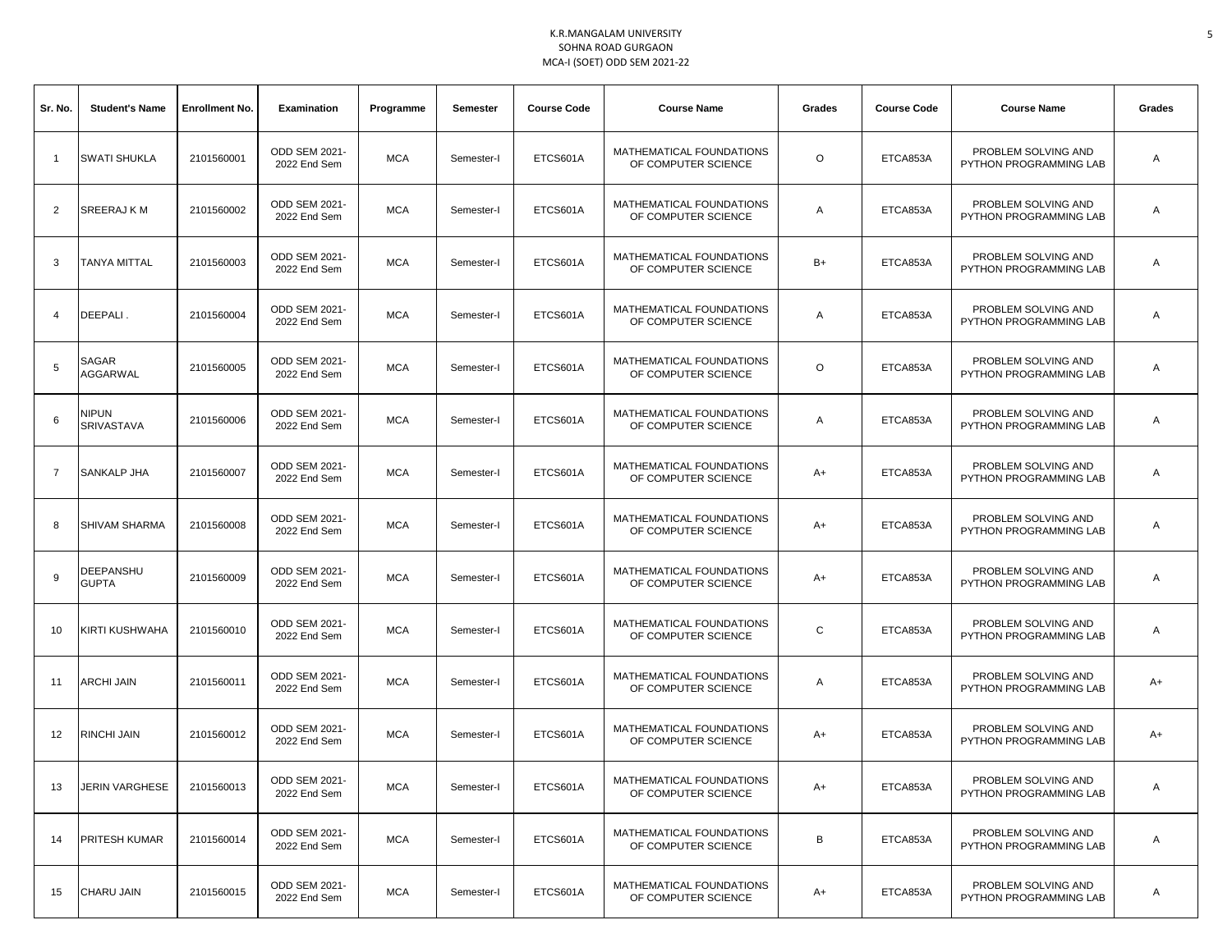K.R.MANGALAM UNIVERSITY
SOHNA ROAD GURGAON
MCA-I (SOET) ODD SEM 2021-22

| Sr. No. | Student's Name | Enrollment No. | Examination | Programme | Semester | Course Code | Course Name | Grades | Course Code | Course Name | Grades |
|---|---|---|---|---|---|---|---|---|---|---|---|
| 1 | SWATI SHUKLA | 2101560001 | ODD SEM 2021-2022 End Sem | MCA | Semester-I | ETCS601A | MATHEMATICAL FOUNDATIONS OF COMPUTER SCIENCE | O | ETCA853A | PROBLEM SOLVING AND PYTHON PROGRAMMING LAB | A |
| 2 | SREERAJ K M | 2101560002 | ODD SEM 2021-2022 End Sem | MCA | Semester-I | ETCS601A | MATHEMATICAL FOUNDATIONS OF COMPUTER SCIENCE | A | ETCA853A | PROBLEM SOLVING AND PYTHON PROGRAMMING LAB | A |
| 3 | TANYA MITTAL | 2101560003 | ODD SEM 2021-2022 End Sem | MCA | Semester-I | ETCS601A | MATHEMATICAL FOUNDATIONS OF COMPUTER SCIENCE | B+ | ETCA853A | PROBLEM SOLVING AND PYTHON PROGRAMMING LAB | A |
| 4 | DEEPALI . | 2101560004 | ODD SEM 2021-2022 End Sem | MCA | Semester-I | ETCS601A | MATHEMATICAL FOUNDATIONS OF COMPUTER SCIENCE | A | ETCA853A | PROBLEM SOLVING AND PYTHON PROGRAMMING LAB | A |
| 5 | SAGAR AGGARWAL | 2101560005 | ODD SEM 2021-2022 End Sem | MCA | Semester-I | ETCS601A | MATHEMATICAL FOUNDATIONS OF COMPUTER SCIENCE | O | ETCA853A | PROBLEM SOLVING AND PYTHON PROGRAMMING LAB | A |
| 6 | NIPUN SRIVASTAVA | 2101560006 | ODD SEM 2021-2022 End Sem | MCA | Semester-I | ETCS601A | MATHEMATICAL FOUNDATIONS OF COMPUTER SCIENCE | A | ETCA853A | PROBLEM SOLVING AND PYTHON PROGRAMMING LAB | A |
| 7 | SANKALP JHA | 2101560007 | ODD SEM 2021-2022 End Sem | MCA | Semester-I | ETCS601A | MATHEMATICAL FOUNDATIONS OF COMPUTER SCIENCE | A+ | ETCA853A | PROBLEM SOLVING AND PYTHON PROGRAMMING LAB | A |
| 8 | SHIVAM SHARMA | 2101560008 | ODD SEM 2021-2022 End Sem | MCA | Semester-I | ETCS601A | MATHEMATICAL FOUNDATIONS OF COMPUTER SCIENCE | A+ | ETCA853A | PROBLEM SOLVING AND PYTHON PROGRAMMING LAB | A |
| 9 | DEEPANSHU GUPTA | 2101560009 | ODD SEM 2021-2022 End Sem | MCA | Semester-I | ETCS601A | MATHEMATICAL FOUNDATIONS OF COMPUTER SCIENCE | A+ | ETCA853A | PROBLEM SOLVING AND PYTHON PROGRAMMING LAB | A |
| 10 | KIRTI KUSHWAHA | 2101560010 | ODD SEM 2021-2022 End Sem | MCA | Semester-I | ETCS601A | MATHEMATICAL FOUNDATIONS OF COMPUTER SCIENCE | C | ETCA853A | PROBLEM SOLVING AND PYTHON PROGRAMMING LAB | A |
| 11 | ARCHI JAIN | 2101560011 | ODD SEM 2021-2022 End Sem | MCA | Semester-I | ETCS601A | MATHEMATICAL FOUNDATIONS OF COMPUTER SCIENCE | A | ETCA853A | PROBLEM SOLVING AND PYTHON PROGRAMMING LAB | A+ |
| 12 | RINCHI JAIN | 2101560012 | ODD SEM 2021-2022 End Sem | MCA | Semester-I | ETCS601A | MATHEMATICAL FOUNDATIONS OF COMPUTER SCIENCE | A+ | ETCA853A | PROBLEM SOLVING AND PYTHON PROGRAMMING LAB | A+ |
| 13 | JERIN VARGHESE | 2101560013 | ODD SEM 2021-2022 End Sem | MCA | Semester-I | ETCS601A | MATHEMATICAL FOUNDATIONS OF COMPUTER SCIENCE | A+ | ETCA853A | PROBLEM SOLVING AND PYTHON PROGRAMMING LAB | A |
| 14 | PRITESH KUMAR | 2101560014 | ODD SEM 2021-2022 End Sem | MCA | Semester-I | ETCS601A | MATHEMATICAL FOUNDATIONS OF COMPUTER SCIENCE | B | ETCA853A | PROBLEM SOLVING AND PYTHON PROGRAMMING LAB | A |
| 15 | CHARU JAIN | 2101560015 | ODD SEM 2021-2022 End Sem | MCA | Semester-I | ETCS601A | MATHEMATICAL FOUNDATIONS OF COMPUTER SCIENCE | A+ | ETCA853A | PROBLEM SOLVING AND PYTHON PROGRAMMING LAB | A |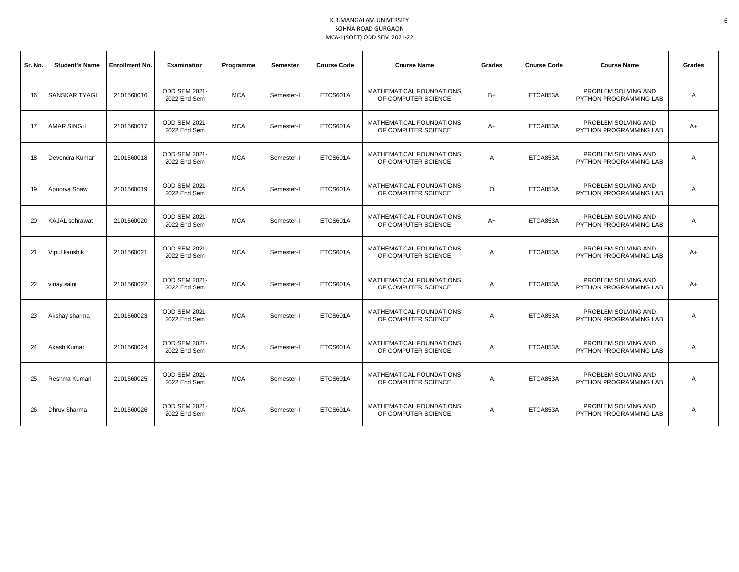K.R.MANGALAM UNIVERSITY
SOHNA ROAD GURGAON
MCA-I (SOET) ODD SEM 2021-22

| Sr. No. | Student's Name | Enrollment No. | Examination | Programme | Semester | Course Code | Course Name | Grades | Course Code | Course Name | Grades |
|---|---|---|---|---|---|---|---|---|---|---|---|
| 16 | SANSKAR TYAGI | 2101560016 | ODD SEM 2021-2022 End Sem | MCA | Semester-I | ETCS601A | MATHEMATICAL FOUNDATIONS OF COMPUTER SCIENCE | B+ | ETCA853A | PROBLEM SOLVING AND PYTHON PROGRAMMING LAB | A |
| 17 | AMAR SINGH | 2101560017 | ODD SEM 2021-2022 End Sem | MCA | Semester-I | ETCS601A | MATHEMATICAL FOUNDATIONS OF COMPUTER SCIENCE | A+ | ETCA853A | PROBLEM SOLVING AND PYTHON PROGRAMMING LAB | A+ |
| 18 | Devendra Kumar | 2101560018 | ODD SEM 2021-2022 End Sem | MCA | Semester-I | ETCS601A | MATHEMATICAL FOUNDATIONS OF COMPUTER SCIENCE | A | ETCA853A | PROBLEM SOLVING AND PYTHON PROGRAMMING LAB | A |
| 19 | Apoorva Shaw | 2101560019 | ODD SEM 2021-2022 End Sem | MCA | Semester-I | ETCS601A | MATHEMATICAL FOUNDATIONS OF COMPUTER SCIENCE | O | ETCA853A | PROBLEM SOLVING AND PYTHON PROGRAMMING LAB | A |
| 20 | KAJAL sehrawat | 2101560020 | ODD SEM 2021-2022 End Sem | MCA | Semester-I | ETCS601A | MATHEMATICAL FOUNDATIONS OF COMPUTER SCIENCE | A+ | ETCA853A | PROBLEM SOLVING AND PYTHON PROGRAMMING LAB | A |
| 21 | Vipul kaushik | 2101560021 | ODD SEM 2021-2022 End Sem | MCA | Semester-I | ETCS601A | MATHEMATICAL FOUNDATIONS OF COMPUTER SCIENCE | A | ETCA853A | PROBLEM SOLVING AND PYTHON PROGRAMMING LAB | A+ |
| 22 | vinay saini | 2101560022 | ODD SEM 2021-2022 End Sem | MCA | Semester-I | ETCS601A | MATHEMATICAL FOUNDATIONS OF COMPUTER SCIENCE | A | ETCA853A | PROBLEM SOLVING AND PYTHON PROGRAMMING LAB | A+ |
| 23 | Akshay sharma | 2101560023 | ODD SEM 2021-2022 End Sem | MCA | Semester-I | ETCS601A | MATHEMATICAL FOUNDATIONS OF COMPUTER SCIENCE | A | ETCA853A | PROBLEM SOLVING AND PYTHON PROGRAMMING LAB | A |
| 24 | Akash Kumar | 2101560024 | ODD SEM 2021-2022 End Sem | MCA | Semester-I | ETCS601A | MATHEMATICAL FOUNDATIONS OF COMPUTER SCIENCE | A | ETCA853A | PROBLEM SOLVING AND PYTHON PROGRAMMING LAB | A |
| 25 | Reshma Kumari | 2101560025 | ODD SEM 2021-2022 End Sem | MCA | Semester-I | ETCS601A | MATHEMATICAL FOUNDATIONS OF COMPUTER SCIENCE | A | ETCA853A | PROBLEM SOLVING AND PYTHON PROGRAMMING LAB | A |
| 26 | Dhruv Sharma | 2101560026 | ODD SEM 2021-2022 End Sem | MCA | Semester-I | ETCS601A | MATHEMATICAL FOUNDATIONS OF COMPUTER SCIENCE | A | ETCA853A | PROBLEM SOLVING AND PYTHON PROGRAMMING LAB | A |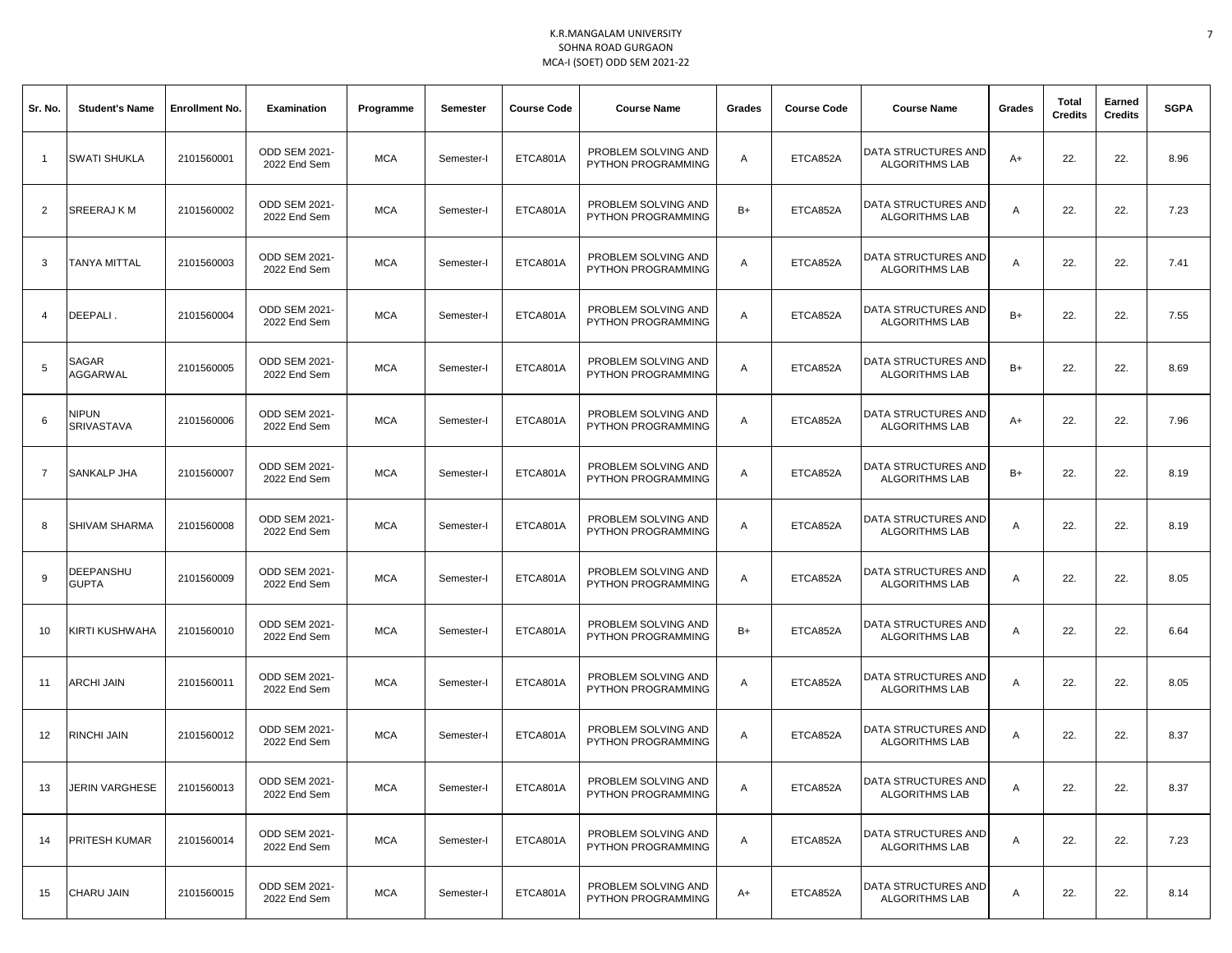K.R.MANGALAM UNIVERSITY
SOHNA ROAD GURGAON
MCA-I (SOET) ODD SEM 2021-22

| Sr. No. | Student's Name | Enrollment No. | Examination | Programme | Semester | Course Code | Course Name | Grades | Course Code | Course Name | Grades | Total Credits | Earned Credits | SGPA |
|---|---|---|---|---|---|---|---|---|---|---|---|---|---|---|
| 1 | SWATI SHUKLA | 2101560001 | ODD SEM 2021-2022 End Sem | MCA | Semester-I | ETCA801A | PROBLEM SOLVING AND PYTHON PROGRAMMING | A | ETCA852A | DATA STRUCTURES AND ALGORITHMS LAB | A+ | 22. | 22. | 8.96 |
| 2 | SREERAJ K M | 2101560002 | ODD SEM 2021-2022 End Sem | MCA | Semester-I | ETCA801A | PROBLEM SOLVING AND PYTHON PROGRAMMING | B+ | ETCA852A | DATA STRUCTURES AND ALGORITHMS LAB | A | 22. | 22. | 7.23 |
| 3 | TANYA MITTAL | 2101560003 | ODD SEM 2021-2022 End Sem | MCA | Semester-I | ETCA801A | PROBLEM SOLVING AND PYTHON PROGRAMMING | A | ETCA852A | DATA STRUCTURES AND ALGORITHMS LAB | A | 22. | 22. | 7.41 |
| 4 | DEEPALI . | 2101560004 | ODD SEM 2021-2022 End Sem | MCA | Semester-I | ETCA801A | PROBLEM SOLVING AND PYTHON PROGRAMMING | A | ETCA852A | DATA STRUCTURES AND ALGORITHMS LAB | B+ | 22. | 22. | 7.55 |
| 5 | SAGAR AGGARWAL | 2101560005 | ODD SEM 2021-2022 End Sem | MCA | Semester-I | ETCA801A | PROBLEM SOLVING AND PYTHON PROGRAMMING | A | ETCA852A | DATA STRUCTURES AND ALGORITHMS LAB | B+ | 22. | 22. | 8.69 |
| 6 | NIPUN SRIVASTAVA | 2101560006 | ODD SEM 2021-2022 End Sem | MCA | Semester-I | ETCA801A | PROBLEM SOLVING AND PYTHON PROGRAMMING | A | ETCA852A | DATA STRUCTURES AND ALGORITHMS LAB | A+ | 22. | 22. | 7.96 |
| 7 | SANKALP JHA | 2101560007 | ODD SEM 2021-2022 End Sem | MCA | Semester-I | ETCA801A | PROBLEM SOLVING AND PYTHON PROGRAMMING | A | ETCA852A | DATA STRUCTURES AND ALGORITHMS LAB | B+ | 22. | 22. | 8.19 |
| 8 | SHIVAM SHARMA | 2101560008 | ODD SEM 2021-2022 End Sem | MCA | Semester-I | ETCA801A | PROBLEM SOLVING AND PYTHON PROGRAMMING | A | ETCA852A | DATA STRUCTURES AND ALGORITHMS LAB | A | 22. | 22. | 8.19 |
| 9 | DEEPANSHU GUPTA | 2101560009 | ODD SEM 2021-2022 End Sem | MCA | Semester-I | ETCA801A | PROBLEM SOLVING AND PYTHON PROGRAMMING | A | ETCA852A | DATA STRUCTURES AND ALGORITHMS LAB | A | 22. | 22. | 8.05 |
| 10 | KIRTI KUSHWAHA | 2101560010 | ODD SEM 2021-2022 End Sem | MCA | Semester-I | ETCA801A | PROBLEM SOLVING AND PYTHON PROGRAMMING | B+ | ETCA852A | DATA STRUCTURES AND ALGORITHMS LAB | A | 22. | 22. | 6.64 |
| 11 | ARCHI JAIN | 2101560011 | ODD SEM 2021-2022 End Sem | MCA | Semester-I | ETCA801A | PROBLEM SOLVING AND PYTHON PROGRAMMING | A | ETCA852A | DATA STRUCTURES AND ALGORITHMS LAB | A | 22. | 22. | 8.05 |
| 12 | RINCHI JAIN | 2101560012 | ODD SEM 2021-2022 End Sem | MCA | Semester-I | ETCA801A | PROBLEM SOLVING AND PYTHON PROGRAMMING | A | ETCA852A | DATA STRUCTURES AND ALGORITHMS LAB | A | 22. | 22. | 8.37 |
| 13 | JERIN VARGHESE | 2101560013 | ODD SEM 2021-2022 End Sem | MCA | Semester-I | ETCA801A | PROBLEM SOLVING AND PYTHON PROGRAMMING | A | ETCA852A | DATA STRUCTURES AND ALGORITHMS LAB | A | 22. | 22. | 8.37 |
| 14 | PRITESH KUMAR | 2101560014 | ODD SEM 2021-2022 End Sem | MCA | Semester-I | ETCA801A | PROBLEM SOLVING AND PYTHON PROGRAMMING | A | ETCA852A | DATA STRUCTURES AND ALGORITHMS LAB | A | 22. | 22. | 7.23 |
| 15 | CHARU JAIN | 2101560015 | ODD SEM 2021-2022 End Sem | MCA | Semester-I | ETCA801A | PROBLEM SOLVING AND PYTHON PROGRAMMING | A+ | ETCA852A | DATA STRUCTURES AND ALGORITHMS LAB | A | 22. | 22. | 8.14 |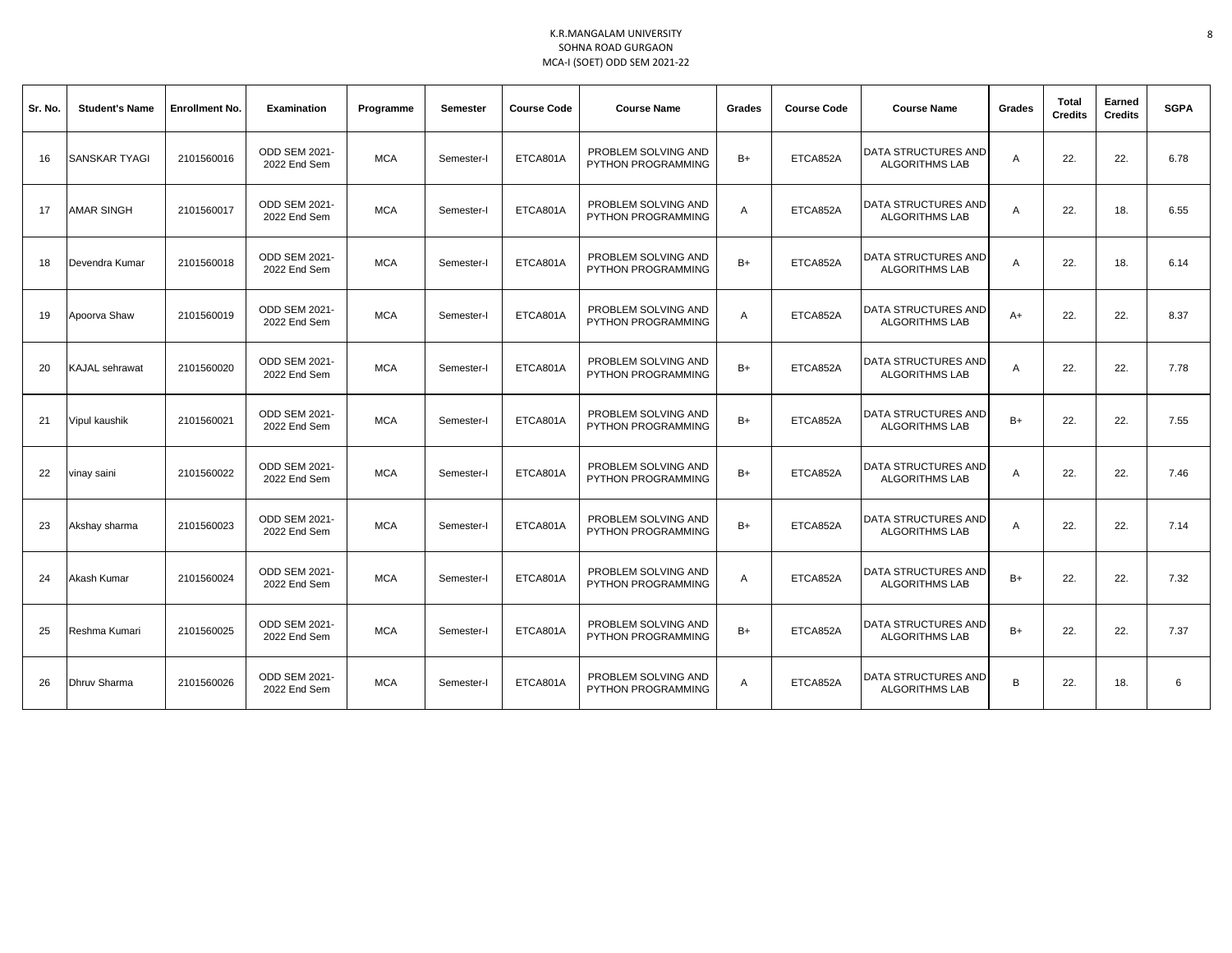K.R.MANGALAM UNIVERSITY
SOHNA ROAD GURGAON
MCA-I (SOET) ODD SEM 2021-22

| Sr. No. | Student's Name | Enrollment No. | Examination | Programme | Semester | Course Code | Course Name | Grades | Course Code | Course Name | Grades | Total Credits | Earned Credits | SGPA |
|---|---|---|---|---|---|---|---|---|---|---|---|---|---|---|
| 16 | SANSKAR TYAGI | 2101560016 | ODD SEM 2021-2022 End Sem | MCA | Semester-I | ETCA801A | PROBLEM SOLVING AND PYTHON PROGRAMMING | B+ | ETCA852A | DATA STRUCTURES AND ALGORITHMS LAB | A | 22. | 22. | 6.78 |
| 17 | AMAR SINGH | 2101560017 | ODD SEM 2021-2022 End Sem | MCA | Semester-I | ETCA801A | PROBLEM SOLVING AND PYTHON PROGRAMMING | A | ETCA852A | DATA STRUCTURES AND ALGORITHMS LAB | A | 22. | 18. | 6.55 |
| 18 | Devendra Kumar | 2101560018 | ODD SEM 2021-2022 End Sem | MCA | Semester-I | ETCA801A | PROBLEM SOLVING AND PYTHON PROGRAMMING | B+ | ETCA852A | DATA STRUCTURES AND ALGORITHMS LAB | A | 22. | 18. | 6.14 |
| 19 | Apoorva Shaw | 2101560019 | ODD SEM 2021-2022 End Sem | MCA | Semester-I | ETCA801A | PROBLEM SOLVING AND PYTHON PROGRAMMING | A | ETCA852A | DATA STRUCTURES AND ALGORITHMS LAB | A+ | 22. | 22. | 8.37 |
| 20 | KAJAL sehrawat | 2101560020 | ODD SEM 2021-2022 End Sem | MCA | Semester-I | ETCA801A | PROBLEM SOLVING AND PYTHON PROGRAMMING | B+ | ETCA852A | DATA STRUCTURES AND ALGORITHMS LAB | A | 22. | 22. | 7.78 |
| 21 | Vipul kaushik | 2101560021 | ODD SEM 2021-2022 End Sem | MCA | Semester-I | ETCA801A | PROBLEM SOLVING AND PYTHON PROGRAMMING | B+ | ETCA852A | DATA STRUCTURES AND ALGORITHMS LAB | B+ | 22. | 22. | 7.55 |
| 22 | vinay saini | 2101560022 | ODD SEM 2021-2022 End Sem | MCA | Semester-I | ETCA801A | PROBLEM SOLVING AND PYTHON PROGRAMMING | B+ | ETCA852A | DATA STRUCTURES AND ALGORITHMS LAB | A | 22. | 22. | 7.46 |
| 23 | Akshay sharma | 2101560023 | ODD SEM 2021-2022 End Sem | MCA | Semester-I | ETCA801A | PROBLEM SOLVING AND PYTHON PROGRAMMING | B+ | ETCA852A | DATA STRUCTURES AND ALGORITHMS LAB | A | 22. | 22. | 7.14 |
| 24 | Akash Kumar | 2101560024 | ODD SEM 2021-2022 End Sem | MCA | Semester-I | ETCA801A | PROBLEM SOLVING AND PYTHON PROGRAMMING | A | ETCA852A | DATA STRUCTURES AND ALGORITHMS LAB | B+ | 22. | 22. | 7.32 |
| 25 | Reshma Kumari | 2101560025 | ODD SEM 2021-2022 End Sem | MCA | Semester-I | ETCA801A | PROBLEM SOLVING AND PYTHON PROGRAMMING | B+ | ETCA852A | DATA STRUCTURES AND ALGORITHMS LAB | B+ | 22. | 22. | 7.37 |
| 26 | Dhruv Sharma | 2101560026 | ODD SEM 2021-2022 End Sem | MCA | Semester-I | ETCA801A | PROBLEM SOLVING AND PYTHON PROGRAMMING | A | ETCA852A | DATA STRUCTURES AND ALGORITHMS LAB | B | 22. | 18. | 6 |